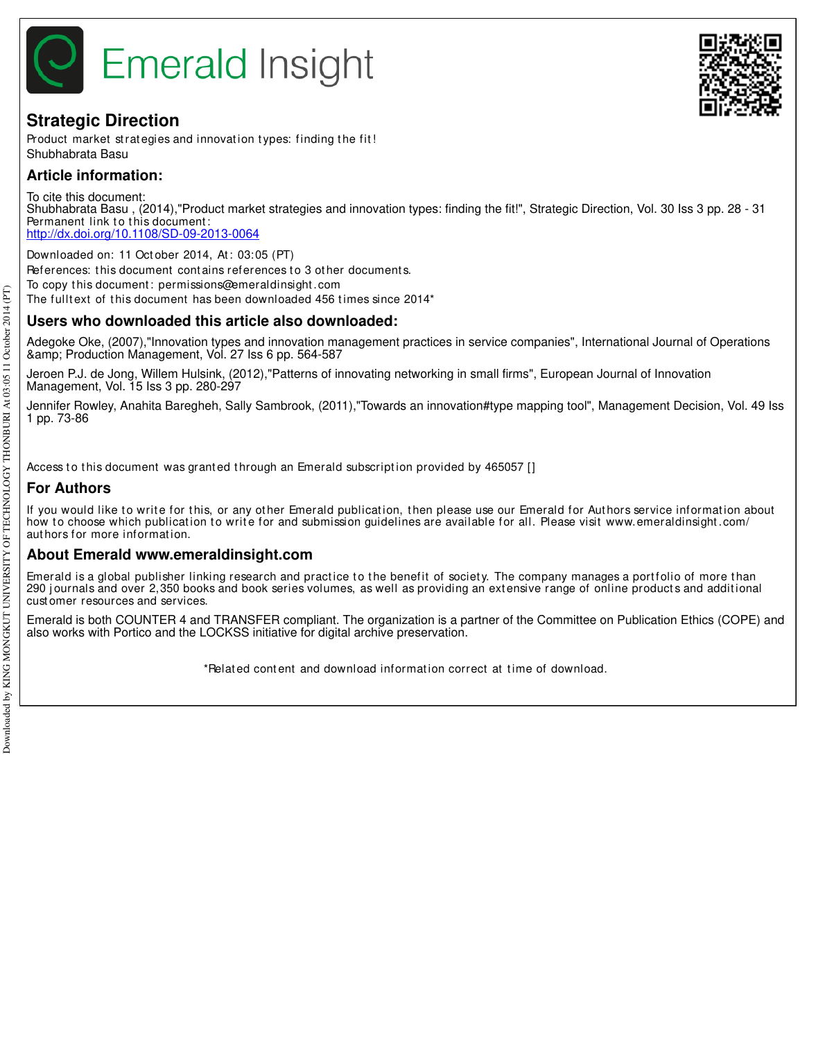# Strategic Direction

Product market strategies and innovation types: finding the fit!
Shubhabrata Basu

## Article information:

To cite this document:
Shubhabrata Basu , (2014),"Product market strategies and innovation types: finding the fit!", Strategic Direction, Vol. 30 Iss 3 pp. 28 - 31
Permanent link to this document:
http://dx.doi.org/10.1108/SD-09-2013-0064

Downloaded on: 11 October 2014, At: 03:05 (PT)
References: this document contains references to 3 other documents.
To copy this document: permissions@emeraldinsight.com
The fulltext of this document has been downloaded 456 times since 2014*

## Users who downloaded this article also downloaded:

Adegoke Oke, (2007),"Innovation types and innovation management practices in service companies", International Journal of Operations &amp; Production Management, Vol. 27 Iss 6 pp. 564-587

Jeroen P.J. de Jong, Willem Hulsink, (2012),"Patterns of innovating networking in small firms", European Journal of Innovation Management, Vol. 15 Iss 3 pp. 280-297

Jennifer Rowley, Anahita Baregheh, Sally Sambrook, (2011),"Towards an innovation#type mapping tool", Management Decision, Vol. 49 Iss 1 pp. 73-86

Access to this document was granted through an Emerald subscription provided by 465057 []

## For Authors

If you would like to write for this, or any other Emerald publication, then please use our Emerald for Authors service information about how to choose which publication to write for and submission guidelines are available for all. Please visit www.emeraldinsight.com/authors for more information.

## About Emerald www.emeraldinsight.com

Emerald is a global publisher linking research and practice to the benefit of society. The company manages a portfolio of more than 290 journals and over 2,350 books and book series volumes, as well as providing an extensive range of online products and additional customer resources and services.

Emerald is both COUNTER 4 and TRANSFER compliant. The organization is a partner of the Committee on Publication Ethics (COPE) and also works with Portico and the LOCKSS initiative for digital archive preservation.

*Related content and download information correct at time of download.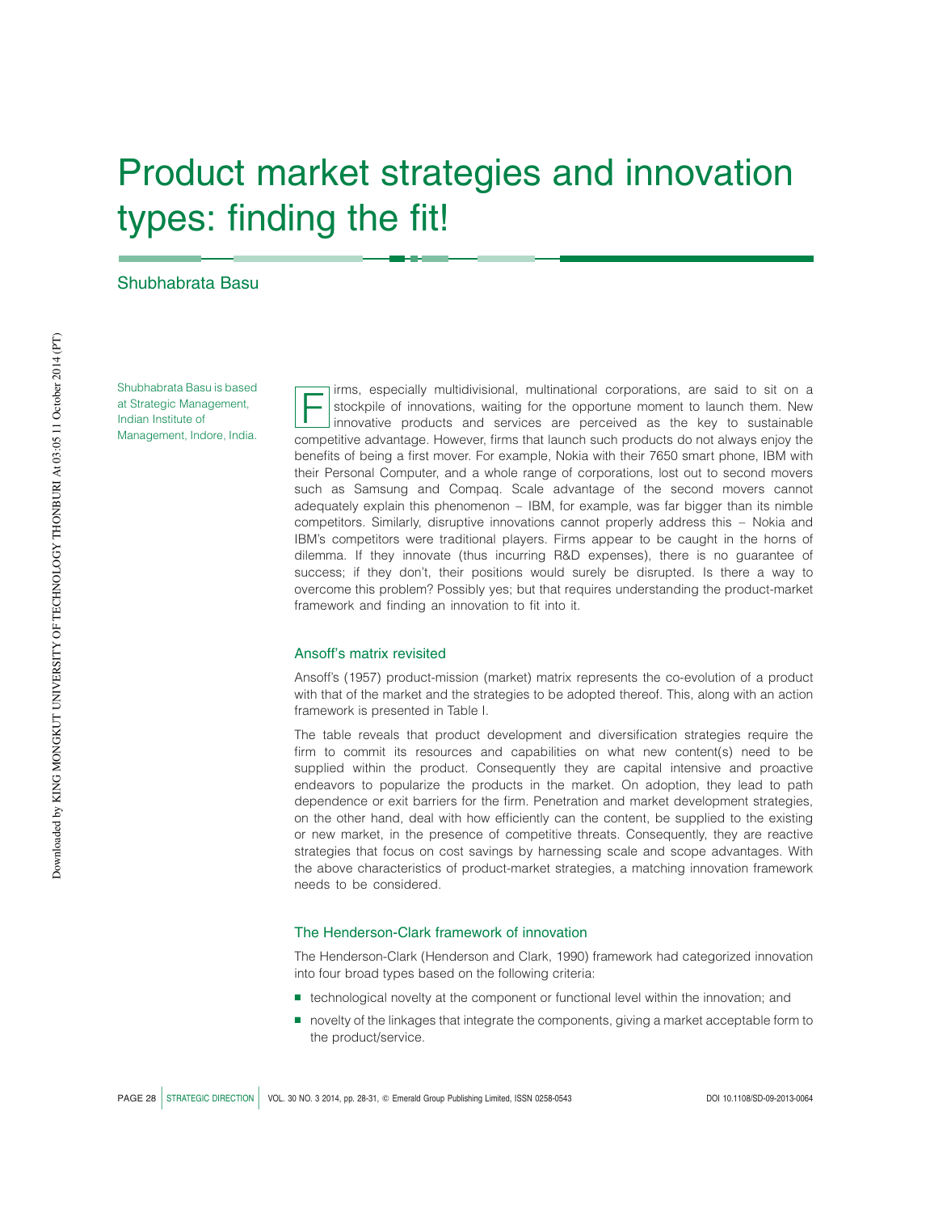# Product market strategies and innovation types: finding the fit!

Shubhabrata Basu

Shubhabrata Basu is based at Strategic Management, Indian Institute of Management, Indore, India.

Firms, especially multidivisional, multinational corporations, are said to sit on a stockpile of innovations, waiting for the opportune moment to launch them. New innovative products and services are perceived as the key to sustainable competitive advantage. However, firms that launch such products do not always enjoy the benefits of being a first mover. For example, Nokia with their 7650 smart phone, IBM with their Personal Computer, and a whole range of corporations, lost out to second movers such as Samsung and Compaq. Scale advantage of the second movers cannot adequately explain this phenomenon – IBM, for example, was far bigger than its nimble competitors. Similarly, disruptive innovations cannot properly address this – Nokia and IBM's competitors were traditional players. Firms appear to be caught in the horns of dilemma. If they innovate (thus incurring R&D expenses), there is no guarantee of success; if they don't, their positions would surely be disrupted. Is there a way to overcome this problem? Possibly yes; but that requires understanding the product-market framework and finding an innovation to fit into it.

## Ansoff's matrix revisited

Ansoff's (1957) product-mission (market) matrix represents the co-evolution of a product with that of the market and the strategies to be adopted thereof. This, along with an action framework is presented in Table I.

The table reveals that product development and diversification strategies require the firm to commit its resources and capabilities on what new content(s) need to be supplied within the product. Consequently they are capital intensive and proactive endeavors to popularize the products in the market. On adoption, they lead to path dependence or exit barriers for the firm. Penetration and market development strategies, on the other hand, deal with how efficiently can the content, be supplied to the existing or new market, in the presence of competitive threats. Consequently, they are reactive strategies that focus on cost savings by harnessing scale and scope advantages. With the above characteristics of product-market strategies, a matching innovation framework needs to be considered.

## The Henderson-Clark framework of innovation

The Henderson-Clark (Henderson and Clark, 1990) framework had categorized innovation into four broad types based on the following criteria:

- technological novelty at the component or functional level within the innovation; and
- novelty of the linkages that integrate the components, giving a market acceptable form to the product/service.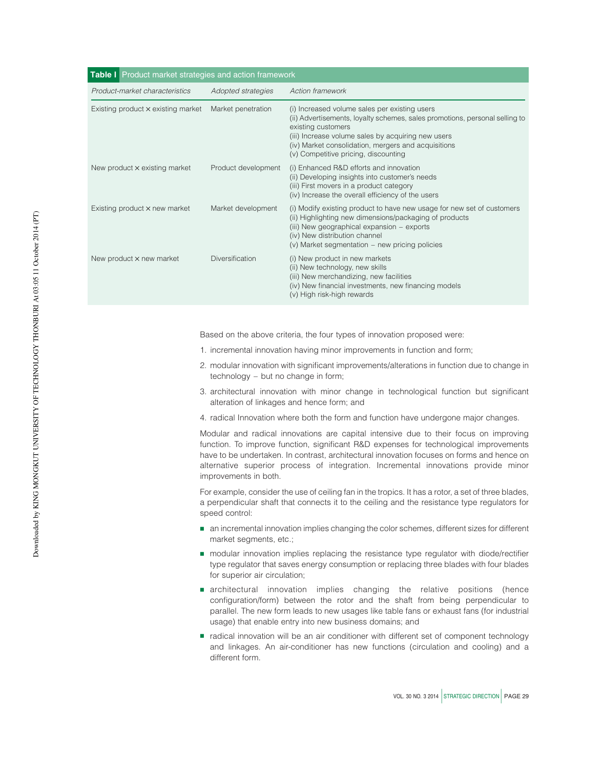**Table I** Product market strategies and action framework

| *Product-market characteristics* | *Adopted strategies* | *Action framework* |
|---|---|---|
| Existing product × existing market | Market penetration | (i) Increased volume sales per existing users<br>(ii) Advertisements, loyalty schemes, sales promotions, personal selling to existing customers<br>(iii) Increase volume sales by acquiring new users<br>(iv) Market consolidation, mergers and acquisitions<br>(v) Competitive pricing, discounting |
| New product × existing market | Product development | (i) Enhanced R&D efforts and innovation<br>(ii) Developing insights into customer's needs<br>(iii) First movers in a product category<br>(iv) Increase the overall efficiency of the users |
| Existing product × new market | Market development | (i) Modify existing product to have new usage for new set of customers<br>(ii) Highlighting new dimensions/packaging of products<br>(iii) New geographical expansion – exports<br>(iv) New distribution channel<br>(v) Market segmentation – new pricing policies |
| New product × new market | Diversification | (i) New product in new markets<br>(ii) New technology, new skills<br>(iii) New merchandizing, new facilities<br>(iv) New financial investments, new financing models<br>(v) High risk-high rewards |

Based on the above criteria, the four types of innovation proposed were:

1. incremental innovation having minor improvements in function and form;
2. modular innovation with significant improvements/alterations in function due to change in technology – but no change in form;
3. architectural innovation with minor change in technological function but significant alteration of linkages and hence form; and
4. radical Innovation where both the form and function have undergone major changes.

Modular and radical innovations are capital intensive due to their focus on improving function. To improve function, significant R&D expenses for technological improvements have to be undertaken. In contrast, architectural innovation focuses on forms and hence on alternative superior process of integration. Incremental innovations provide minor improvements in both.

For example, consider the use of ceiling fan in the tropics. It has a rotor, a set of three blades, a perpendicular shaft that connects it to the ceiling and the resistance type regulators for speed control:

- an incremental innovation implies changing the color schemes, different sizes for different market segments, etc.;
- modular innovation implies replacing the resistance type regulator with diode/rectifier type regulator that saves energy consumption or replacing three blades with four blades for superior air circulation;
- architectural innovation implies changing the relative positions (hence configuration/form) between the rotor and the shaft from being perpendicular to parallel. The new form leads to new usages like table fans or exhaust fans (for industrial usage) that enable entry into new business domains; and
- radical innovation will be an air conditioner with different set of component technology and linkages. An air-conditioner has new functions (circulation and cooling) and a different form.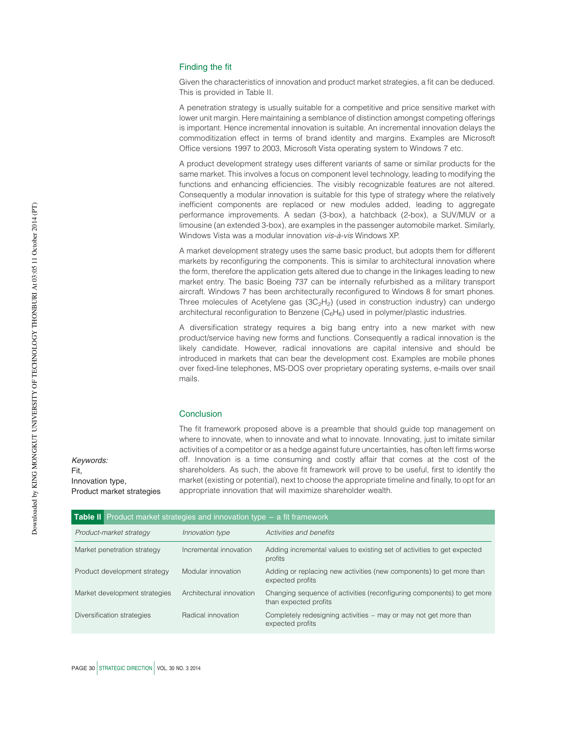## Finding the fit

Given the characteristics of innovation and product market strategies, a fit can be deduced. This is provided in Table II.

A penetration strategy is usually suitable for a competitive and price sensitive market with lower unit margin. Here maintaining a semblance of distinction amongst competing offerings is important. Hence incremental innovation is suitable. An incremental innovation delays the commoditization effect in terms of brand identity and margins. Examples are Microsoft Office versions 1997 to 2003, Microsoft Vista operating system to Windows 7 etc.

A product development strategy uses different variants of same or similar products for the same market. This involves a focus on component level technology, leading to modifying the functions and enhancing efficiencies. The visibly recognizable features are not altered. Consequently a modular innovation is suitable for this type of strategy where the relatively inefficient components are replaced or new modules added, leading to aggregate performance improvements. A sedan (3-box), a hatchback (2-box), a SUV/MUV or a limousine (an extended 3-box), are examples in the passenger automobile market. Similarly, Windows Vista was a modular innovation *vis-à-vis* Windows XP.

A market development strategy uses the same basic product, but adopts them for different markets by reconfiguring the components. This is similar to architectural innovation where the form, therefore the application gets altered due to change in the linkages leading to new market entry. The basic Boeing 737 can be internally refurbished as a military transport aircraft. Windows 7 has been architecturally reconfigured to Windows 8 for smart phones. Three molecules of Acetylene gas ($3C_2H_2$) (used in construction industry) can undergo architectural reconfiguration to Benzene ($C_6H_6$) used in polymer/plastic industries.

A diversification strategy requires a big bang entry into a new market with new product/service having new forms and functions. Consequently a radical innovation is the likely candidate. However, radical innovations are capital intensive and should be introduced in markets that can bear the development cost. Examples are mobile phones over fixed-line telephones, MS-DOS over proprietary operating systems, e-mails over snail mails.

## Conclusion

The fit framework proposed above is a preamble that should guide top management on where to innovate, when to innovate and what to innovate. Innovating, just to imitate similar activities of a competitor or as a hedge against future uncertainties, has often left firms worse off. Innovation is a time consuming and costly affair that comes at the cost of the shareholders. As such, the above fit framework will prove to be useful, first to identify the market (existing or potential), next to choose the appropriate timeline and finally, to opt for an appropriate innovation that will maximize shareholder wealth.

*Keywords:*
Fit,
Innovation type,
Product market strategies

**Table II** Product market strategies and innovation type – a fit framework

| *Product-market strategy* | *Innovation type* | *Activities and benefits* |
|---|---|---|
| Market penetration strategy | Incremental innovation | Adding incremental values to existing set of activities to get expected profits |
| Product development strategy | Modular innovation | Adding or replacing new activities (new components) to get more than expected profits |
| Market development strategies | Architectural innovation | Changing sequence of activities (reconfiguring components) to get more than expected profits |
| Diversification strategies | Radical innovation | Completely redesigning activities – may or may not get more than expected profits |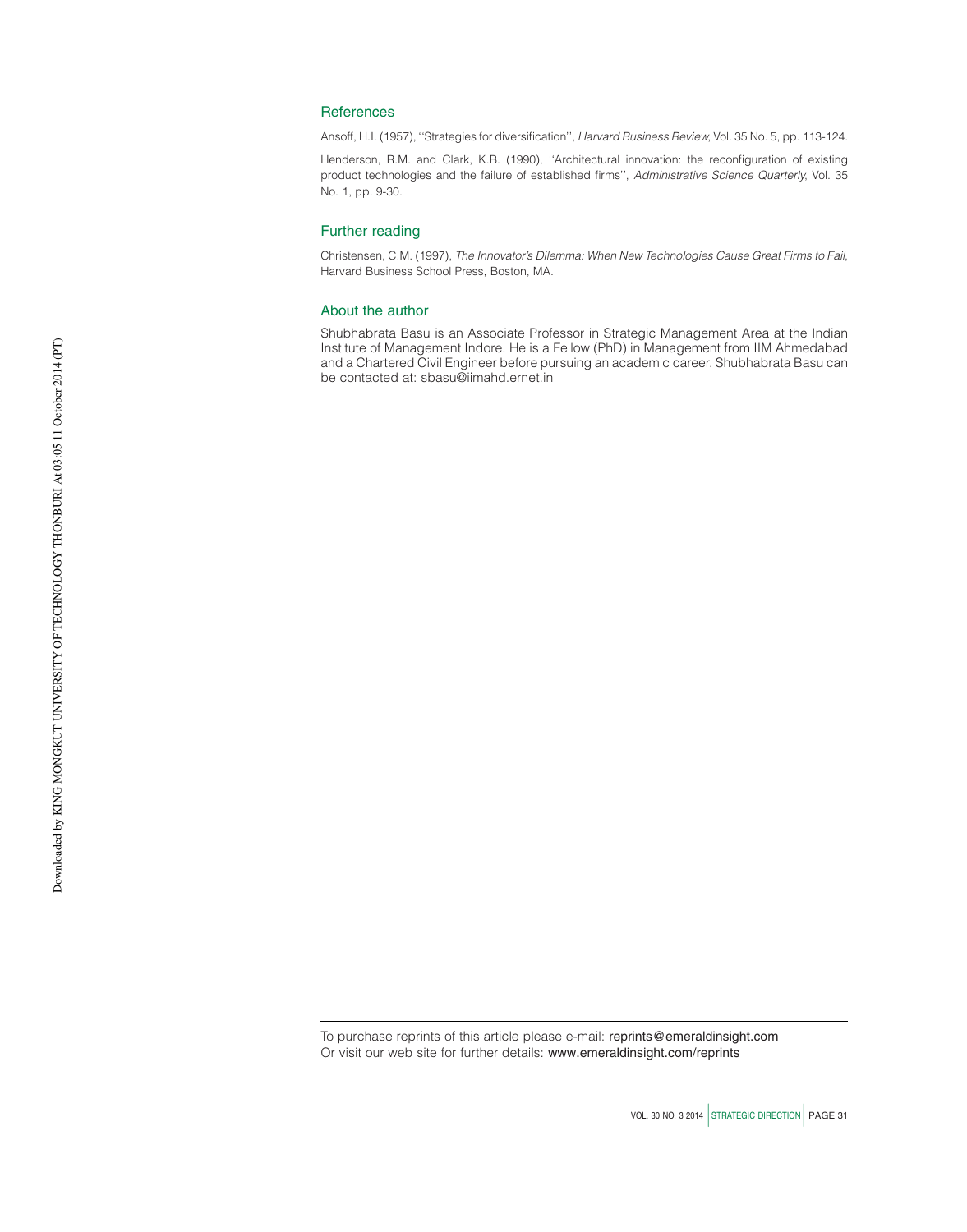## References

Ansoff, H.I. (1957), ''Strategies for diversification'', *Harvard Business Review*, Vol. 35 No. 5, pp. 113-124.

Henderson, R.M. and Clark, K.B. (1990), ''Architectural innovation: the reconfiguration of existing product technologies and the failure of established firms'', *Administrative Science Quarterly*, Vol. 35 No. 1, pp. 9-30.

## Further reading

Christensen, C.M. (1997), *The Innovator's Dilemma: When New Technologies Cause Great Firms to Fail*, Harvard Business School Press, Boston, MA.

## About the author

Shubhabrata Basu is an Associate Professor in Strategic Management Area at the Indian Institute of Management Indore. He is a Fellow (PhD) in Management from IIM Ahmedabad and a Chartered Civil Engineer before pursuing an academic career. Shubhabrata Basu can be contacted at: sbasu@iimahd.ernet.in

To purchase reprints of this article please e-mail: reprints@emeraldinsight.com
Or visit our web site for further details: www.emeraldinsight.com/reprints